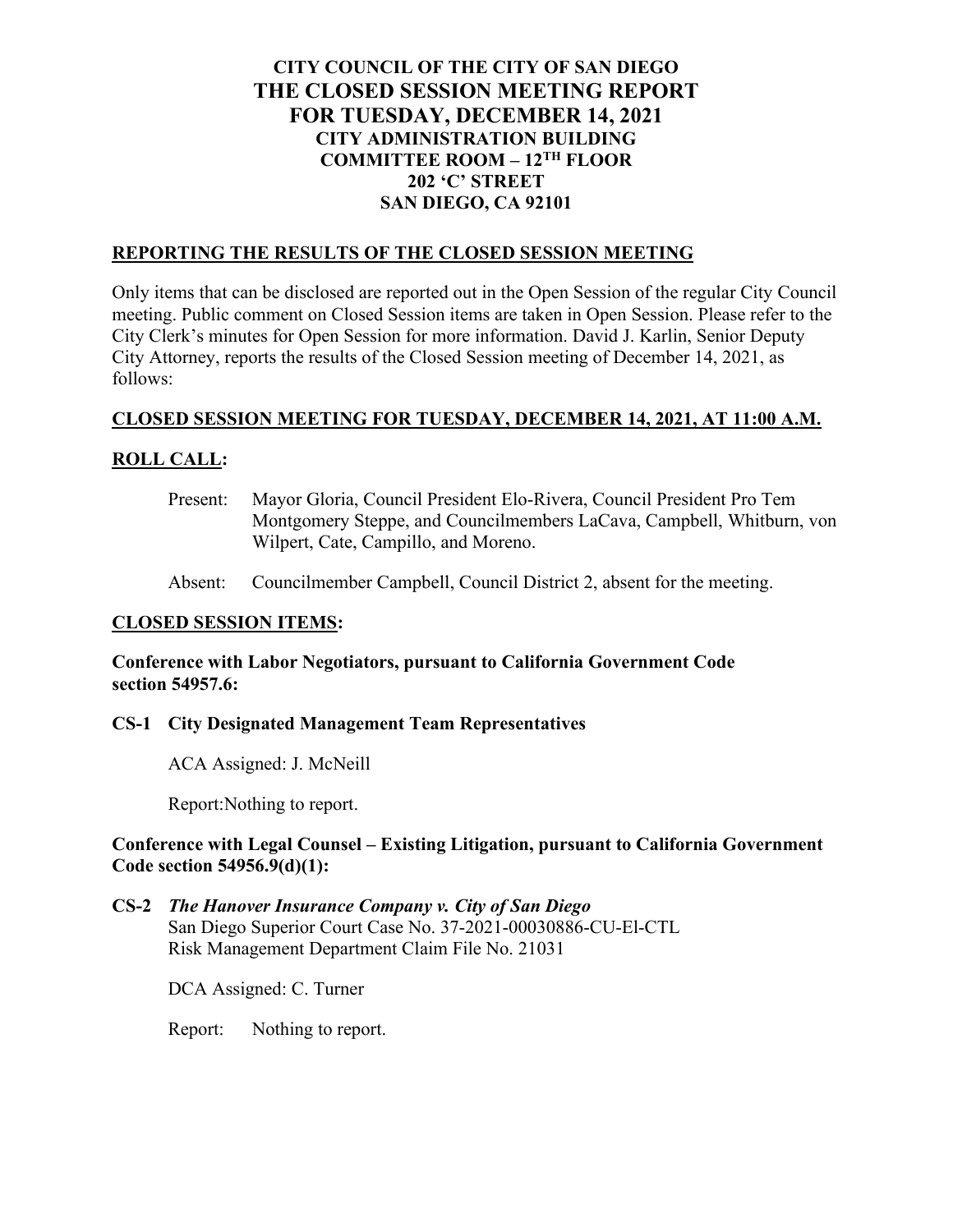# CITY COUNCIL OF THE CITY OF SAN DIEGO
# THE CLOSED SESSION MEETING REPORT FOR TUESDAY, DECEMBER 14, 2021
## CITY ADMINISTRATION BUILDING
## COMMITTEE ROOM – 12TH FLOOR
## 202 'C' STREET
## SAN DIEGO, CA 92101

## REPORTING THE RESULTS OF THE CLOSED SESSION MEETING

Only items that can be disclosed are reported out in the Open Session of the regular City Council meeting. Public comment on Closed Session items are taken in Open Session. Please refer to the City Clerk's minutes for Open Session for more information. David J. Karlin, Senior Deputy City Attorney, reports the results of the Closed Session meeting of December 14, 2021, as follows:

## CLOSED SESSION MEETING FOR TUESDAY, DECEMBER 14, 2021, AT 11:00 A.M.

## ROLL CALL:

Present: Mayor Gloria, Council President Elo-Rivera, Council President Pro Tem Montgomery Steppe, and Councilmembers LaCava, Campbell, Whitburn, von Wilpert, Cate, Campillo, and Moreno.

Absent: Councilmember Campbell, Council District 2, absent for the meeting.

## CLOSED SESSION ITEMS:

**Conference with Labor Negotiators, pursuant to California Government Code section 54957.6:**

**CS-1 City Designated Management Team Representatives**

ACA Assigned: J. McNeill

Report:Nothing to report.

**Conference with Legal Counsel – Existing Litigation, pursuant to California Government Code section 54956.9(d)(1):**

**CS-2** ***The Hanover Insurance Company v. City of San Diego***
San Diego Superior Court Case No. 37-2021-00030886-CU-El-CTL
Risk Management Department Claim File No. 21031

DCA Assigned: C. Turner

Report: Nothing to report.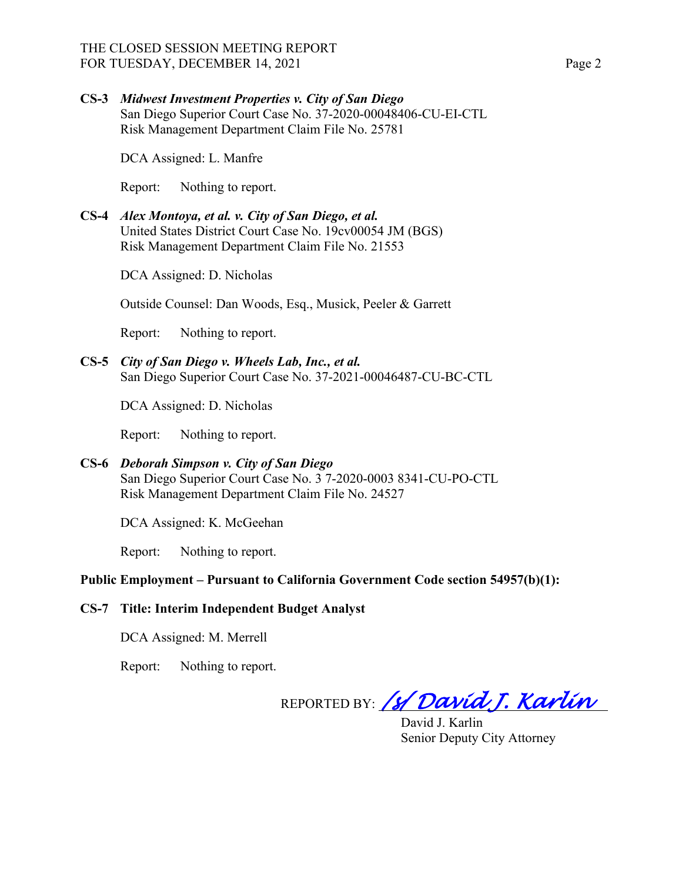**CS-3** ***Midwest Investment Properties v. City of San Diego***
San Diego Superior Court Case No. 37-2020-00048406-CU-EI-CTL
Risk Management Department Claim File No. 25781

DCA Assigned: L. Manfre

Report: Nothing to report.

**CS-4** ***Alex Montoya, et al. v. City of San Diego, et al.***
United States District Court Case No. 19cv00054 JM (BGS)
Risk Management Department Claim File No. 21553

DCA Assigned: D. Nicholas

Outside Counsel: Dan Woods, Esq., Musick, Peeler & Garrett

Report: Nothing to report.

**CS-5** ***City of San Diego v. Wheels Lab, Inc., et al.***
San Diego Superior Court Case No. 37-2021-00046487-CU-BC-CTL

DCA Assigned: D. Nicholas

Report: Nothing to report.

**CS-6** ***Deborah Simpson v. City of San Diego***
San Diego Superior Court Case No. 3 7-2020-0003 8341-CU-PO-CTL
Risk Management Department Claim File No. 24527

DCA Assigned: K. McGeehan

Report: Nothing to report.

**Public Employment – Pursuant to California Government Code section 54957(b)(1):**

**CS-7 Title: Interim Independent Budget Analyst**

DCA Assigned: M. Merrell

Report: Nothing to report.

REPORTED BY: /s/ David J. Karlin

David J. Karlin
Senior Deputy City Attorney